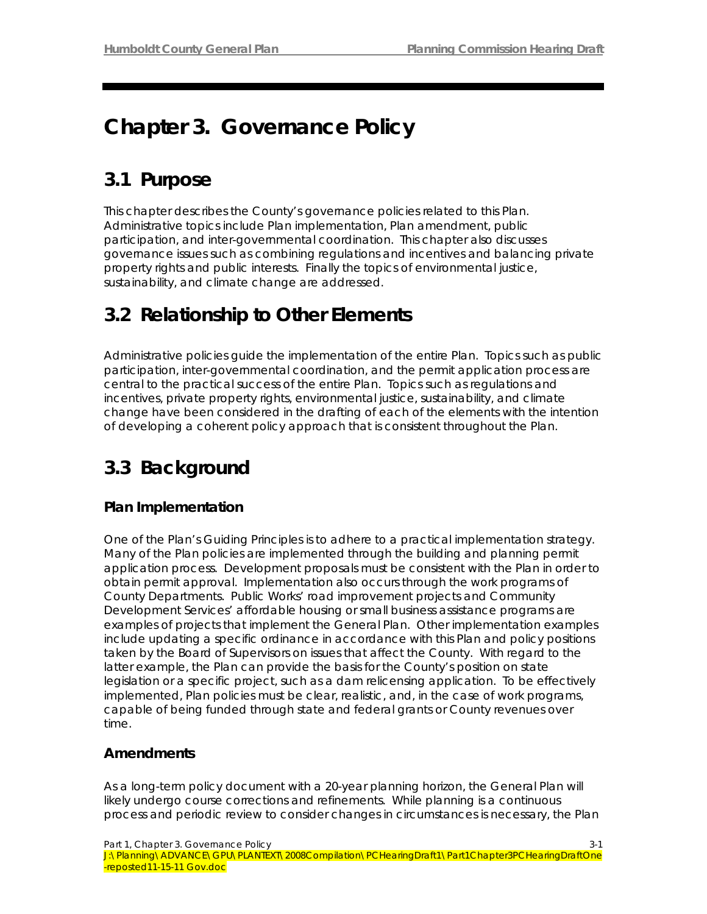# Chapter 3. Governance Policy

## 3.1 Purpose

This chapter describes the County's governance policies related to this Plan. Administrative topics include Plan implementation, Plan amendment, public participation, and inter-governmental coordination. This chapter also discusses governance issues such as combining regulations and incentives and balancing private property rights and public interests. Finally the topics of environmental justice, sustainability, and climate change are addressed.

## 3.2 Relationship to Other Elements

Administrative policies guide the implementation of the entire Plan. Topics such as public participation, inter-governmental coordination, and the permit application process are central to the practical success of the entire Plan. Topics such as regulations and incentives, private property rights, environmental justice, sustainability, and climate change have been considered in the drafting of each of the elements with the intention of developing a coherent policy approach that is consistent throughout the Plan.

## 3.3 Background

### Plan Implementation

One of the Plan's Guiding Principles is to adhere to a practical implementation strategy. Many of the Plan policies are implemented through the building and planning permit application process. Development proposals must be consistent with the Plan in order to obtain permit approval. Implementation also occurs through the work programs of County Departments. Public Works' road improvement projects and Community Development Services' affordable housing or small business assistance programs are examples of projects that implement the General Plan. Other implementation examples include updating a specific ordinance in accordance with this Plan and policy positions taken by the Board of Supervisors on issues that affect the County. With regard to the latter example, the Plan can provide the basis for the County's position on state legislation or a specific project, such as a dam relicensing application. To be effectively implemented, Plan policies must be clear, realistic, and, in the case of work programs, capable of being funded through state and federal grants or County revenues over time.

### Amendments

As a long-term policy document with a 20-year planning horizon, the General Plan will likely undergo course corrections and refinements. While planning is a continuous process and periodic review to consider changes in circumstances is necessary, the Plan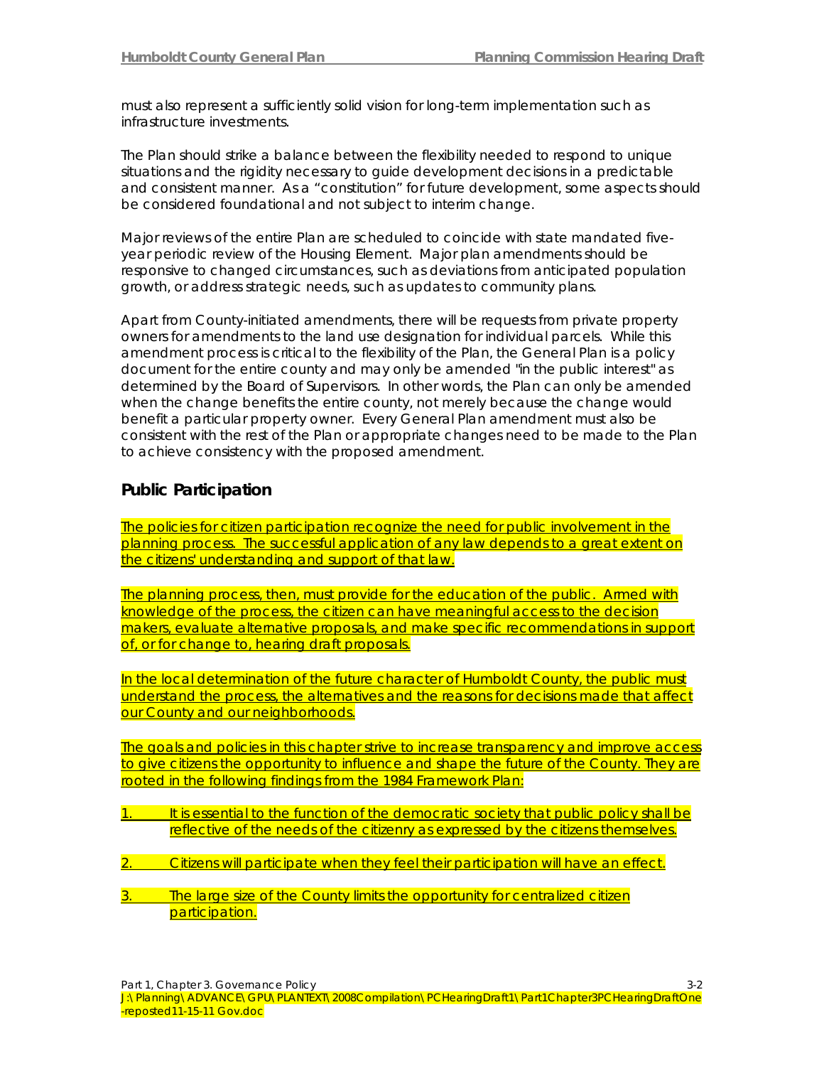must also represent a sufficiently solid vision for long-term implementation such as infrastructure investments.

The Plan should strike a balance between the flexibility needed to respond to unique situations and the rigidity necessary to guide development decisions in a predictable and consistent manner. As a "constitution" for future development, some aspects should be considered foundational and not subject to interim change.

Major reviews of the entire Plan are scheduled to coincide with state mandated five-year periodic review of the Housing Element. Major plan amendments should be responsive to changed circumstances, such as deviations from anticipated population growth, or address strategic needs, such as updates to community plans.

Apart from County-initiated amendments, there will be requests from private property owners for amendments to the land use designation for individual parcels. While this amendment process is critical to the flexibility of the Plan, the General Plan is a policy document for the entire county and may only be amended "in the public interest" as determined by the Board of Supervisors. In other words, the Plan can only be amended when the change benefits the entire county, not merely because the change would benefit a particular property owner. Every General Plan amendment must also be consistent with the rest of the Plan or appropriate changes need to be made to the Plan to achieve consistency with the proposed amendment.

## Public Participation

The policies for citizen participation recognize the need for public involvement in the planning process. The successful application of any law depends to a great extent on the citizens' understanding and support of that law.

The planning process, then, must provide for the education of the public. Armed with knowledge of the process, the citizen can have meaningful access to the decision makers, evaluate alternative proposals, and make specific recommendations in support of, or for change to, hearing draft proposals.

In the local determination of the future character of Humboldt County, the public must understand the process, the alternatives and the reasons for decisions made that affect our County and our neighborhoods.

The goals and policies in this chapter strive to increase transparency and improve access to give citizens the opportunity to influence and shape the future of the County. They are rooted in the following findings from the 1984 Framework Plan:

1. It is essential to the function of the democratic society that public policy shall be reflective of the needs of the citizenry as expressed by the citizens themselves.

2. Citizens will participate when they feel their participation will have an effect.

3. The large size of the County limits the opportunity for centralized citizen participation.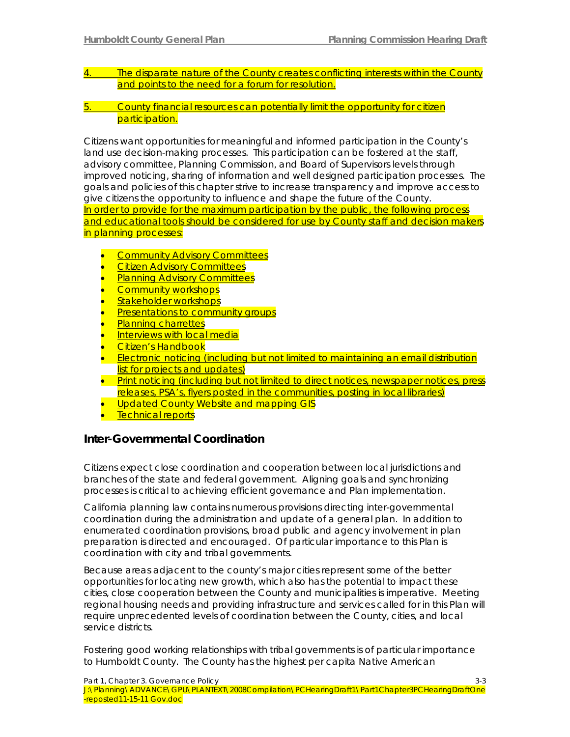4. The disparate nature of the County creates conflicting interests within the County and points to the need for a forum for resolution.

5. County financial resources can potentially limit the opportunity for citizen participation.

Citizens want opportunities for meaningful and informed participation in the County's land use decision-making processes. This participation can be fostered at the staff, advisory committee, Planning Commission, and Board of Supervisors levels through improved noticing, sharing of information and well designed participation processes. The goals and policies of this chapter strive to increase transparency and improve access to give citizens the opportunity to influence and shape the future of the County. In order to provide for the maximum participation by the public, the following process and educational tools should be considered for use by County staff and decision makers in planning processes:

- Community Advisory Committees
- Citizen Advisory Committees
- Planning Advisory Committees
- Community workshops
- Stakeholder workshops
- Presentations to community groups
- Planning charrettes
- Interviews with local media
- Citizen's Handbook
- Electronic noticing (including but not limited to maintaining an email distribution list for projects and updates)
- Print noticing (including but not limited to direct notices, newspaper notices, press releases, PSA's, flyers posted in the communities, posting in local libraries)
- Updated County Website and mapping GIS
- Technical reports

## Inter-Governmental Coordination

Citizens expect close coordination and cooperation between local jurisdictions and branches of the state and federal government. Aligning goals and synchronizing processes is critical to achieving efficient governance and Plan implementation.

California planning law contains numerous provisions directing inter-governmental coordination during the administration and update of a general plan. In addition to enumerated coordination provisions, broad public and agency involvement in plan preparation is directed and encouraged. Of particular importance to this Plan is coordination with city and tribal governments.

Because areas adjacent to the county's major cities represent some of the better opportunities for locating new growth, which also has the potential to impact these cities, close cooperation between the County and municipalities is imperative. Meeting regional housing needs and providing infrastructure and services called for in this Plan will require unprecedented levels of coordination between the County, cities, and local service districts.

Fostering good working relationships with tribal governments is of particular importance to Humboldt County. The County has the highest per capita Native American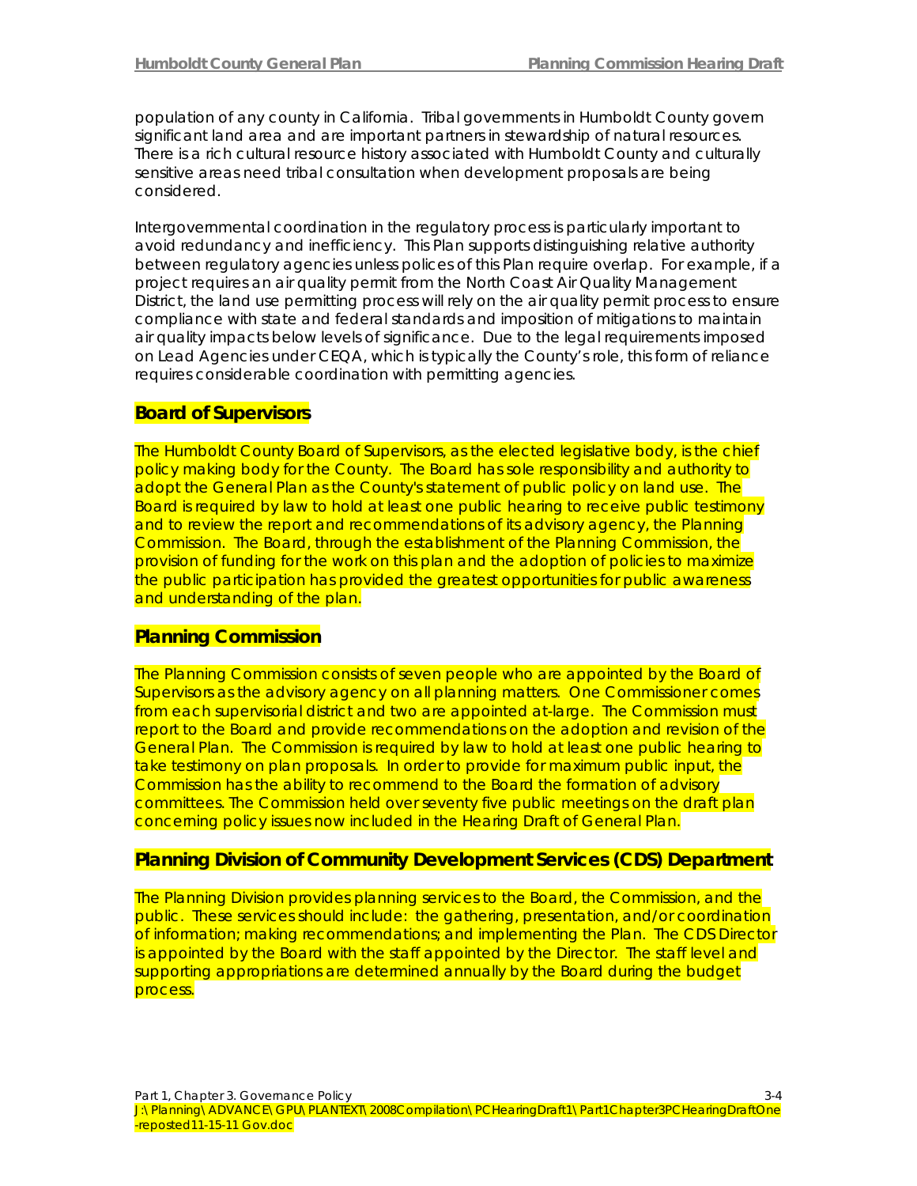population of any county in California. Tribal governments in Humboldt County govern significant land area and are important partners in stewardship of natural resources. There is a rich cultural resource history associated with Humboldt County and culturally sensitive areas need tribal consultation when development proposals are being considered.

Intergovernmental coordination in the regulatory process is particularly important to avoid redundancy and inefficiency. This Plan supports distinguishing relative authority between regulatory agencies unless polices of this Plan require overlap. For example, if a project requires an air quality permit from the North Coast Air Quality Management District, the land use permitting process will rely on the air quality permit process to ensure compliance with state and federal standards and imposition of mitigations to maintain air quality impacts below levels of significance. Due to the legal requirements imposed on Lead Agencies under CEQA, which is typically the County's role, this form of reliance requires considerable coordination with permitting agencies.

## Board of Supervisors

The Humboldt County Board of Supervisors, as the elected legislative body, is the chief policy making body for the County. The Board has sole responsibility and authority to adopt the General Plan as the County's statement of public policy on land use. The Board is required by law to hold at least one public hearing to receive public testimony and to review the report and recommendations of its advisory agency, the Planning Commission. The Board, through the establishment of the Planning Commission, the provision of funding for the work on this plan and the adoption of policies to maximize the public participation has provided the greatest opportunities for public awareness and understanding of the plan.

## Planning Commission

The Planning Commission consists of seven people who are appointed by the Board of Supervisors as the advisory agency on all planning matters. One Commissioner comes from each supervisorial district and two are appointed at-large. The Commission must report to the Board and provide recommendations on the adoption and revision of the General Plan. The Commission is required by law to hold at least one public hearing to take testimony on plan proposals. In order to provide for maximum public input, the Commission has the ability to recommend to the Board the formation of advisory committees. The Commission held over seventy five public meetings on the draft plan concerning policy issues now included in the Hearing Draft of General Plan.

## Planning Division of Community Development Services (CDS) Department

The Planning Division provides planning services to the Board, the Commission, and the public. These services should include: the gathering, presentation, and/or coordination of information; making recommendations; and implementing the Plan. The CDS Director is appointed by the Board with the staff appointed by the Director. The staff level and supporting appropriations are determined annually by the Board during the budget process.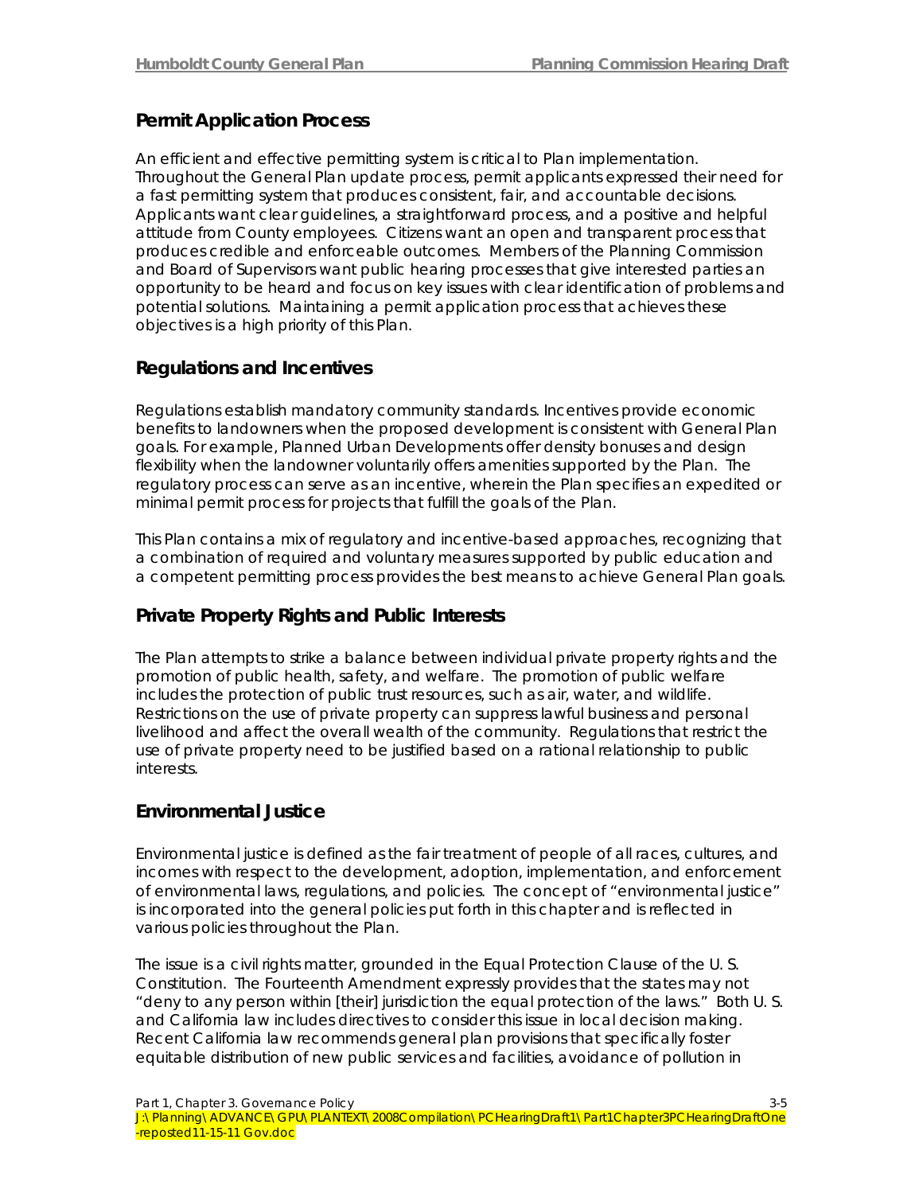## Permit Application Process

An efficient and effective permitting system is critical to Plan implementation. Throughout the General Plan update process, permit applicants expressed their need for a fast permitting system that produces consistent, fair, and accountable decisions. Applicants want clear guidelines, a straightforward process, and a positive and helpful attitude from County employees. Citizens want an open and transparent process that produces credible and enforceable outcomes. Members of the Planning Commission and Board of Supervisors want public hearing processes that give interested parties an opportunity to be heard and focus on key issues with clear identification of problems and potential solutions. Maintaining a permit application process that achieves these objectives is a high priority of this Plan.

## Regulations and Incentives

Regulations establish mandatory community standards. Incentives provide economic benefits to landowners when the proposed development is consistent with General Plan goals. For example, Planned Urban Developments offer density bonuses and design flexibility when the landowner voluntarily offers amenities supported by the Plan. The regulatory process can serve as an incentive, wherein the Plan specifies an expedited or minimal permit process for projects that fulfill the goals of the Plan.

This Plan contains a mix of regulatory and incentive-based approaches, recognizing that a combination of required and voluntary measures supported by public education and a competent permitting process provides the best means to achieve General Plan goals.

## Private Property Rights and Public Interests

The Plan attempts to strike a balance between individual private property rights and the promotion of public health, safety, and welfare. The promotion of public welfare includes the protection of public trust resources, such as air, water, and wildlife. Restrictions on the use of private property can suppress lawful business and personal livelihood and affect the overall wealth of the community. Regulations that restrict the use of private property need to be justified based on a rational relationship to public interests.

## Environmental Justice

Environmental justice is defined as the fair treatment of people of all races, cultures, and incomes with respect to the development, adoption, implementation, and enforcement of environmental laws, regulations, and policies. The concept of "environmental justice" is incorporated into the general policies put forth in this chapter and is reflected in various policies throughout the Plan.

The issue is a civil rights matter, grounded in the Equal Protection Clause of the U. S. Constitution. The Fourteenth Amendment expressly provides that the states may not "deny to any person within [their] jurisdiction the equal protection of the laws." Both U. S. and California law includes directives to consider this issue in local decision making. Recent California law recommends general plan provisions that specifically foster equitable distribution of new public services and facilities, avoidance of pollution in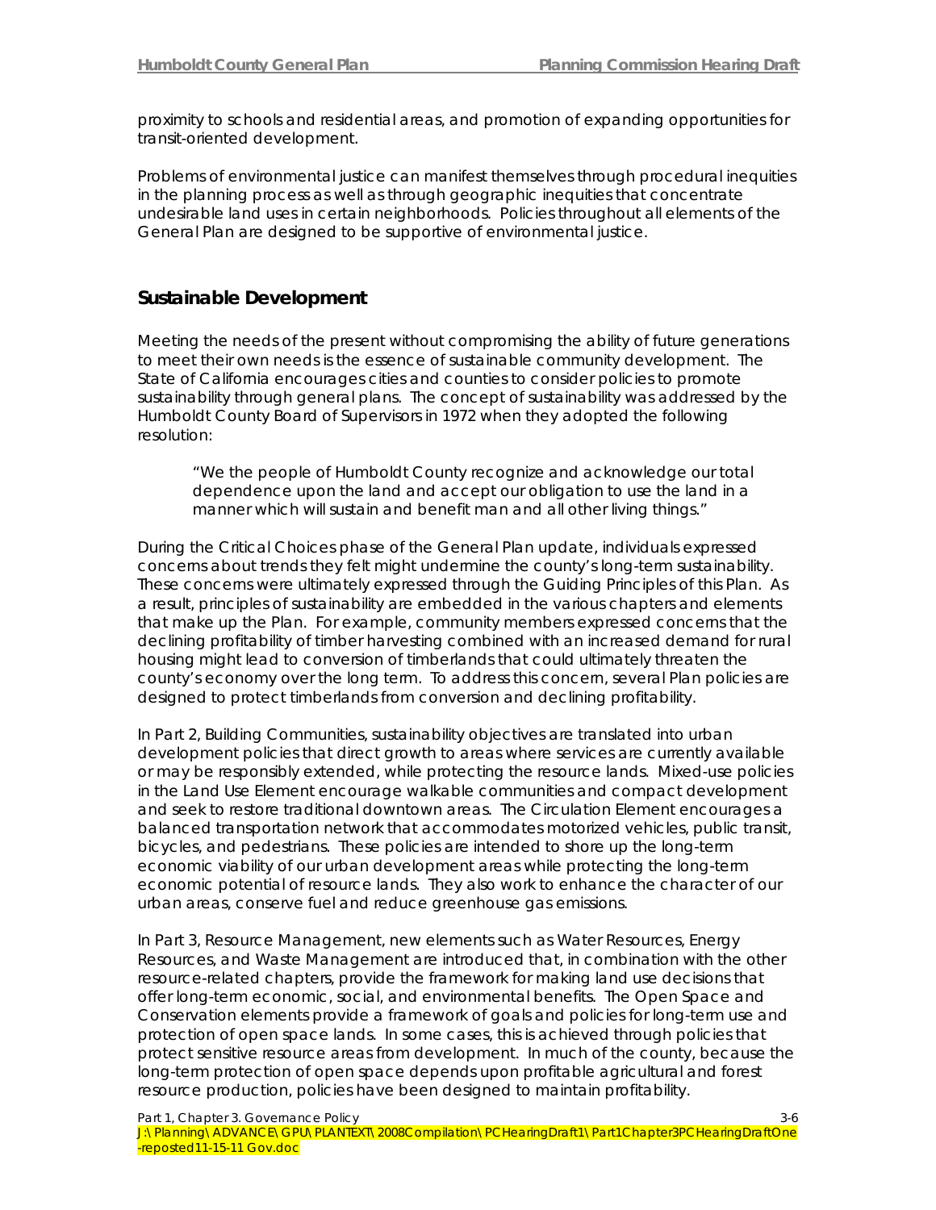proximity to schools and residential areas, and promotion of expanding opportunities for transit-oriented development.

Problems of environmental justice can manifest themselves through procedural inequities in the planning process as well as through geographic inequities that concentrate undesirable land uses in certain neighborhoods. Policies throughout all elements of the General Plan are designed to be supportive of environmental justice.

## Sustainable Development

Meeting the needs of the present without compromising the ability of future generations to meet their own needs is the essence of sustainable community development. The State of California encourages cities and counties to consider policies to promote sustainability through general plans. The concept of sustainability was addressed by the Humboldt County Board of Supervisors in 1972 when they adopted the following resolution:

> "We the people of Humboldt County recognize and acknowledge our total dependence upon the land and accept our obligation to use the land in a manner which will sustain and benefit man and all other living things."

During the Critical Choices phase of the General Plan update, individuals expressed concerns about trends they felt might undermine the county's long-term sustainability. These concerns were ultimately expressed through the Guiding Principles of this Plan. As a result, principles of sustainability are embedded in the various chapters and elements that make up the Plan. For example, community members expressed concerns that the declining profitability of timber harvesting combined with an increased demand for rural housing might lead to conversion of timberlands that could ultimately threaten the county's economy over the long term. To address this concern, several Plan policies are designed to protect timberlands from conversion and declining profitability.

In Part 2, Building Communities, sustainability objectives are translated into urban development policies that direct growth to areas where services are currently available or may be responsibly extended, while protecting the resource lands. Mixed-use policies in the Land Use Element encourage walkable communities and compact development and seek to restore traditional downtown areas. The Circulation Element encourages a balanced transportation network that accommodates motorized vehicles, public transit, bicycles, and pedestrians. These policies are intended to shore up the long-term economic viability of our urban development areas while protecting the long-term economic potential of resource lands. They also work to enhance the character of our urban areas, conserve fuel and reduce greenhouse gas emissions.

In Part 3, Resource Management, new elements such as Water Resources, Energy Resources, and Waste Management are introduced that, in combination with the other resource-related chapters, provide the framework for making land use decisions that offer long-term economic, social, and environmental benefits. The Open Space and Conservation elements provide a framework of goals and policies for long-term use and protection of open space lands. In some cases, this is achieved through policies that protect sensitive resource areas from development. In much of the county, because the long-term protection of open space depends upon profitable agricultural and forest resource production, policies have been designed to maintain profitability.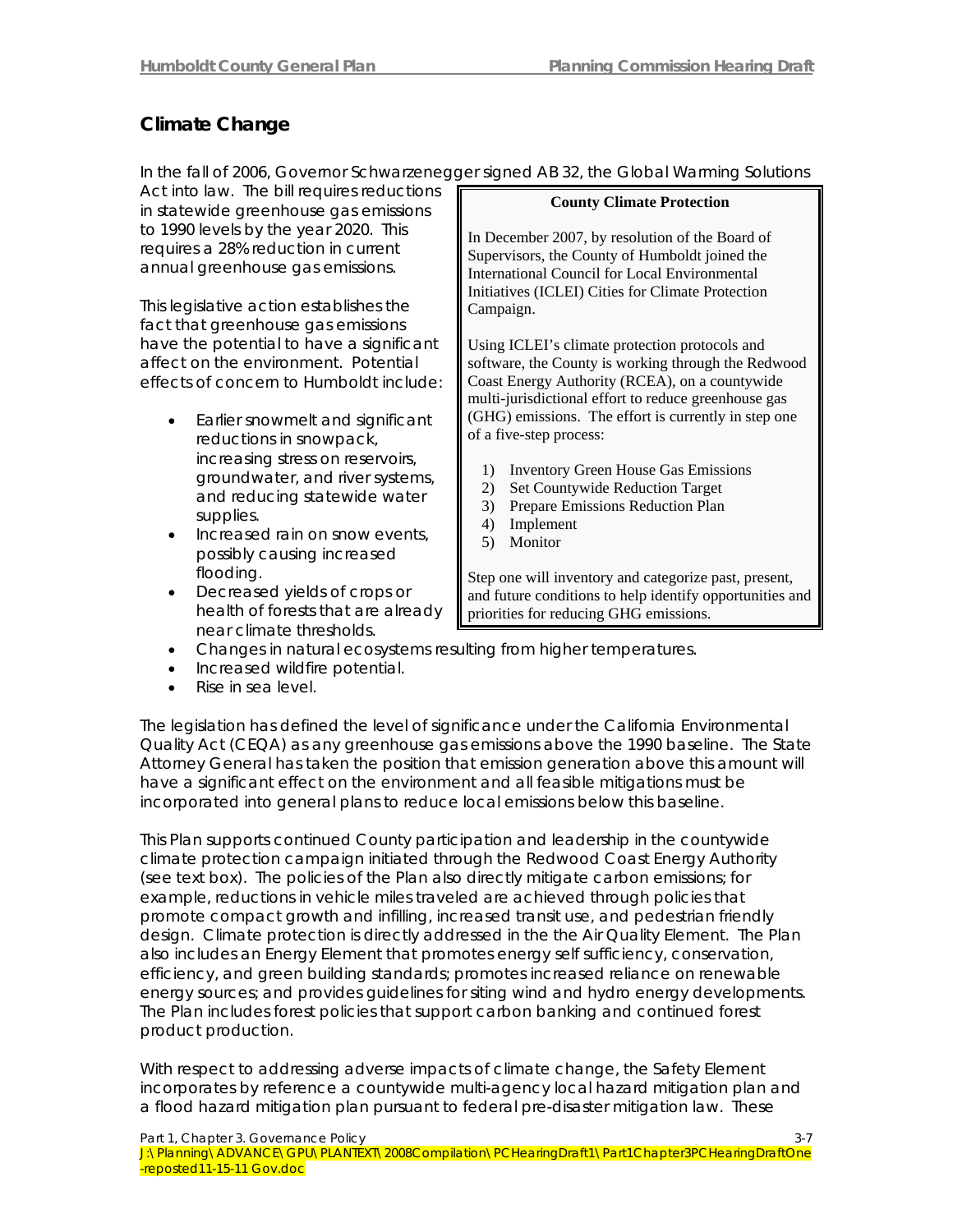## Climate Change

In the fall of 2006, Governor Schwarzenegger signed AB 32, the Global Warming Solutions Act into law. The bill requires reductions in statewide greenhouse gas emissions to 1990 levels by the year 2020. This requires a 28% reduction in current annual greenhouse gas emissions.

This legislative action establishes the fact that greenhouse gas emissions have the potential to have a significant affect on the environment. Potential effects of concern to Humboldt include:

- Earlier snowmelt and significant reductions in snowpack, increasing stress on reservoirs, groundwater, and river systems, and reducing statewide water supplies.
- Increased rain on snow events, possibly causing increased flooding.
- Decreased yields of crops or health of forests that are already near climate thresholds.
- Changes in natural ecosystems resulting from higher temperatures.
- Increased wildfire potential.
- Rise in sea level.

> **County Climate Protection**
>
> In December 2007, by resolution of the Board of Supervisors, the County of Humboldt joined the International Council for Local Environmental Initiatives (ICLEI) Cities for Climate Protection Campaign.
>
> Using ICLEI's climate protection protocols and software, the County is working through the Redwood Coast Energy Authority (RCEA), on a countywide multi-jurisdictional effort to reduce greenhouse gas (GHG) emissions. The effort is currently in step one of a five-step process:
>
> 1) Inventory Green House Gas Emissions
> 2) Set Countywide Reduction Target
> 3) Prepare Emissions Reduction Plan
> 4) Implement
> 5) Monitor
>
> Step one will inventory and categorize past, present, and future conditions to help identify opportunities and priorities for reducing GHG emissions.

The legislation has defined the level of significance under the California Environmental Quality Act (CEQA) as any greenhouse gas emissions above the 1990 baseline. The State Attorney General has taken the position that emission generation above this amount will have a significant effect on the environment and all feasible mitigations must be incorporated into general plans to reduce local emissions below this baseline.

This Plan supports continued County participation and leadership in the countywide climate protection campaign initiated through the Redwood Coast Energy Authority (see text box). The policies of the Plan also directly mitigate carbon emissions; for example, reductions in vehicle miles traveled are achieved through policies that promote compact growth and infilling, increased transit use, and pedestrian friendly design. Climate protection is directly addressed in the the Air Quality Element. The Plan also includes an Energy Element that promotes energy self sufficiency, conservation, efficiency, and green building standards; promotes increased reliance on renewable energy sources; and provides guidelines for siting wind and hydro energy developments. The Plan includes forest policies that support carbon banking and continued forest product production.

With respect to addressing adverse impacts of climate change, the Safety Element incorporates by reference a countywide multi-agency local hazard mitigation plan and a flood hazard mitigation plan pursuant to federal pre-disaster mitigation law. These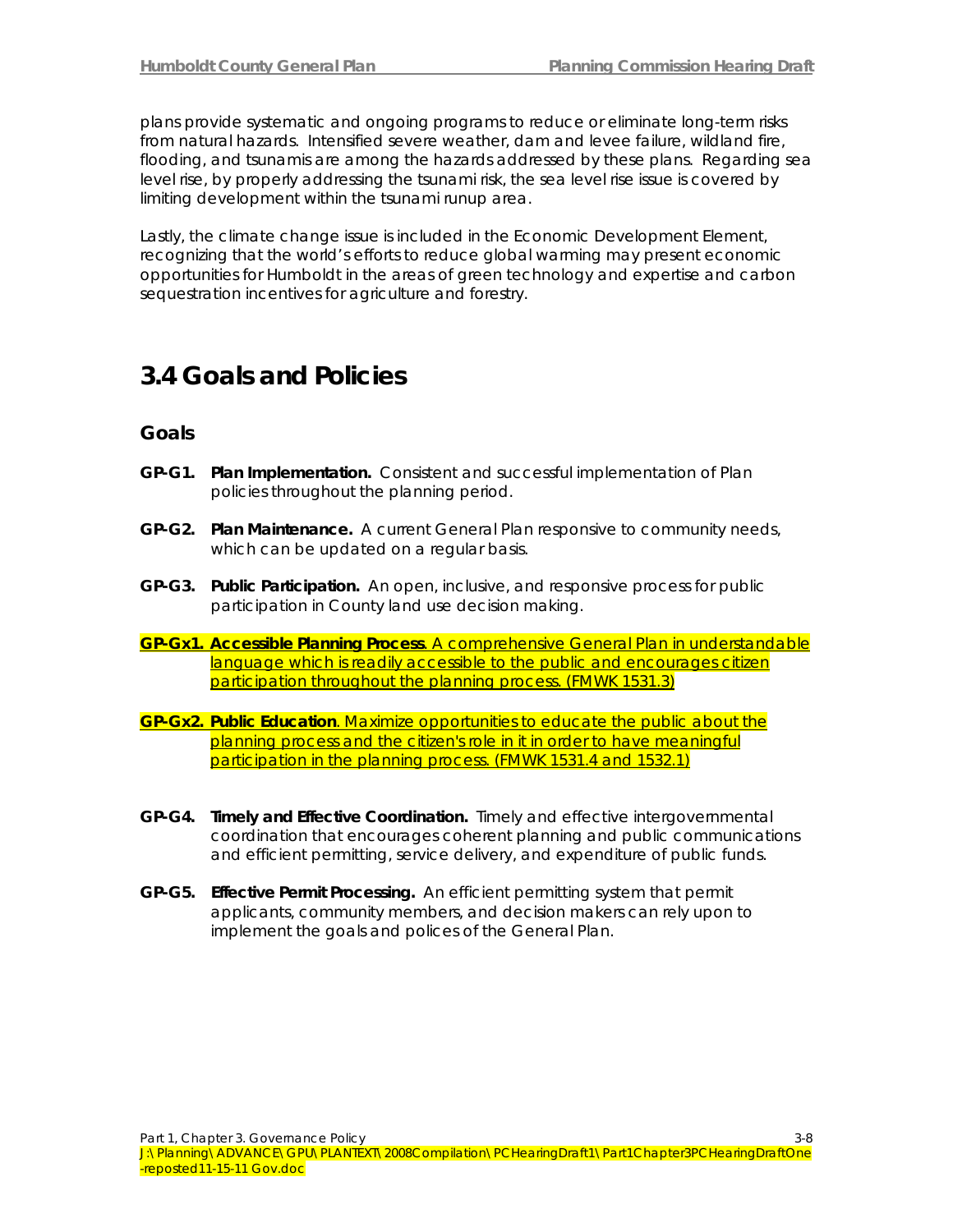plans provide systematic and ongoing programs to reduce or eliminate long-term risks from natural hazards. Intensified severe weather, dam and levee failure, wildland fire, flooding, and tsunamis are among the hazards addressed by these plans. Regarding sea level rise, by properly addressing the tsunami risk, the sea level rise issue is covered by limiting development within the tsunami runup area.

Lastly, the climate change issue is included in the Economic Development Element, recognizing that the world's efforts to reduce global warming may present economic opportunities for Humboldt in the areas of green technology and expertise and carbon sequestration incentives for agriculture and forestry.

## 3.4 Goals and Policies

### Goals

**GP-G1. Plan Implementation.** Consistent and successful implementation of Plan policies throughout the planning period.

**GP-G2. Plan Maintenance.** A current General Plan responsive to community needs, which can be updated on a regular basis.

**GP-G3. Public Participation.** An open, inclusive, and responsive process for public participation in County land use decision making.

**GP-Gx1. Accessible Planning Process**. A comprehensive General Plan in understandable language which is readily accessible to the public and encourages citizen participation throughout the planning process. (FMWK 1531.3)

**GP-Gx2. Public Education**. Maximize opportunities to educate the public about the planning process and the citizen's role in it in order to have meaningful participation in the planning process. (FMWK 1531.4 and 1532.1)

**GP-G4. Timely and Effective Coordination.** Timely and effective intergovernmental coordination that encourages coherent planning and public communications and efficient permitting, service delivery, and expenditure of public funds.

**GP-G5. Effective Permit Processing.** An efficient permitting system that permit applicants, community members, and decision makers can rely upon to implement the goals and polices of the General Plan.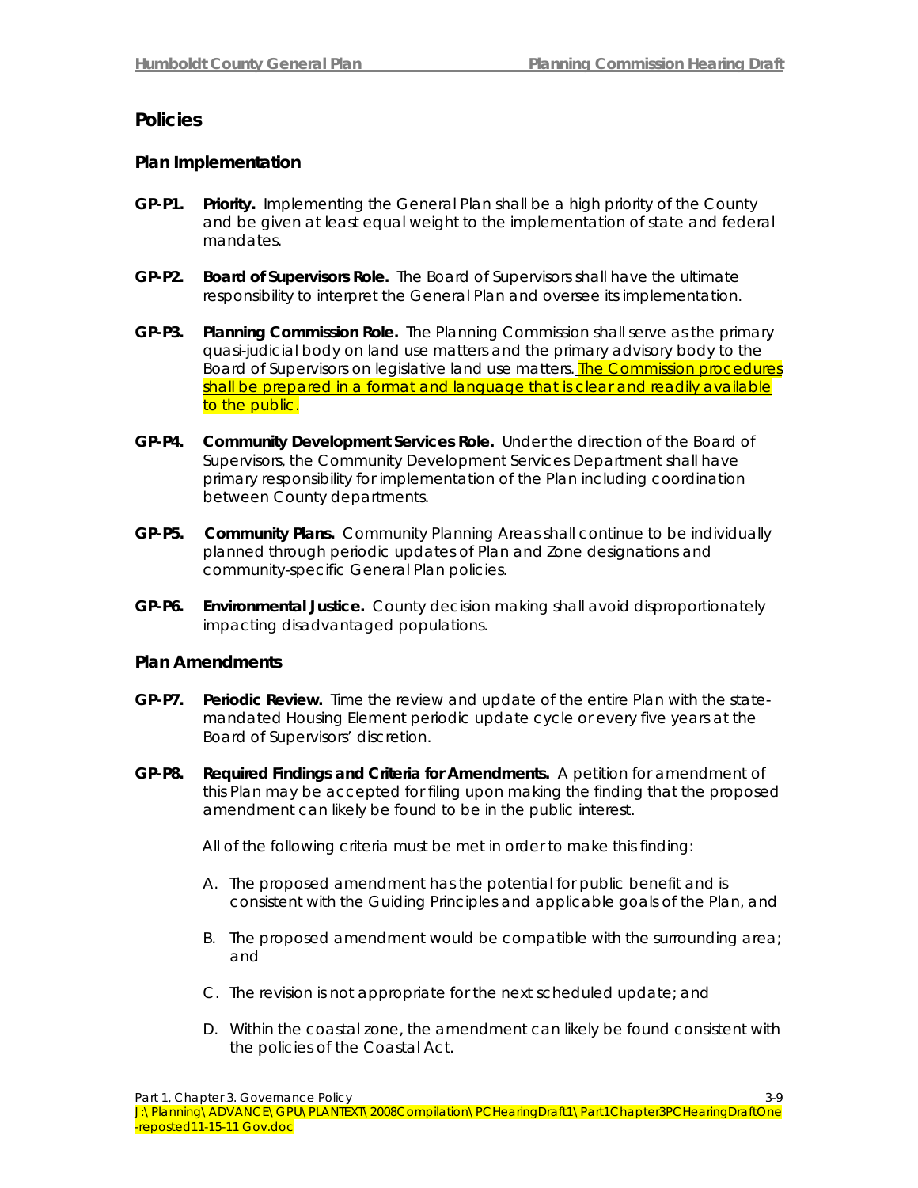## Policies

### Plan Implementation

**GP-P1.** **Priority.** Implementing the General Plan shall be a high priority of the County and be given at least equal weight to the implementation of state and federal mandates.

**GP-P2.** **Board of Supervisors Role.** The Board of Supervisors shall have the ultimate responsibility to interpret the General Plan and oversee its implementation.

**GP-P3.** **Planning Commission Role.** The Planning Commission shall serve as the primary quasi-judicial body on land use matters and the primary advisory body to the Board of Supervisors on legislative land use matters. The Commission procedures shall be prepared in a format and language that is clear and readily available to the public.

**GP-P4.** **Community Development Services Role.** Under the direction of the Board of Supervisors, the Community Development Services Department shall have primary responsibility for implementation of the Plan including coordination between County departments.

**GP-P5.** **Community Plans.** Community Planning Areas shall continue to be individually planned through periodic updates of Plan and Zone designations and community-specific General Plan policies.

**GP-P6.** **Environmental Justice.** County decision making shall avoid disproportionately impacting disadvantaged populations.

### Plan Amendments

**GP-P7.** **Periodic Review.** Time the review and update of the entire Plan with the state-mandated Housing Element periodic update cycle or every five years at the Board of Supervisors' discretion.

**GP-P8.** **Required Findings and Criteria for Amendments.** A petition for amendment of this Plan may be accepted for filing upon making the finding that the proposed amendment can likely be found to be in the public interest.

All of the following criteria must be met in order to make this finding:

A. The proposed amendment has the potential for public benefit and is consistent with the Guiding Principles and applicable goals of the Plan, and

B. The proposed amendment would be compatible with the surrounding area; and

C. The revision is not appropriate for the next scheduled update; and

D. Within the coastal zone, the amendment can likely be found consistent with the policies of the Coastal Act.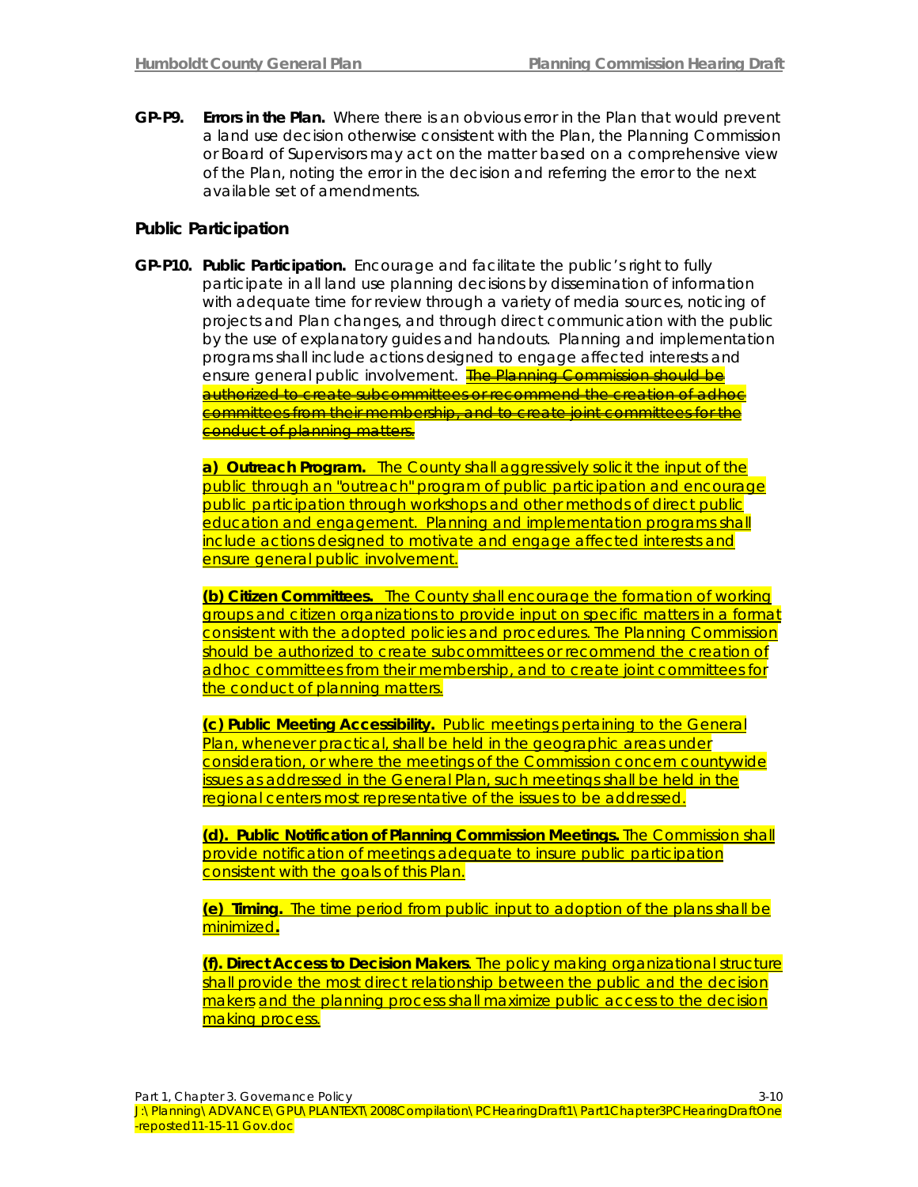**GP-P9. Errors in the Plan.** Where there is an obvious error in the Plan that would prevent a land use decision otherwise consistent with the Plan, the Planning Commission or Board of Supervisors may act on the matter based on a comprehensive view of the Plan, noting the error in the decision and referring the error to the next available set of amendments.

### Public Participation

**GP-P10. Public Participation.** Encourage and facilitate the public's right to fully participate in all land use planning decisions by dissemination of information with adequate time for review through a variety of media sources, noticing of projects and Plan changes, and through direct communication with the public by the use of explanatory guides and handouts. Planning and implementation programs shall include actions designed to engage affected interests and ensure general public involvement. ~~The Planning Commission should be authorized to create subcommittees or recommend the creation of adhoc committees from their membership, and to create joint committees for the conduct of planning matters.~~

<u>**a) Outreach Program.** The County shall aggressively solicit the input of the public through an "outreach" program of public participation and encourage public participation through workshops and other methods of direct public education and engagement. Planning and implementation programs shall include actions designed to motivate and engage affected interests and ensure general public involvement.</u>

<u>**(b) Citizen Committees.** The County shall encourage the formation of working groups and citizen organizations to provide input on specific matters in a format consistent with the adopted policies and procedures. The Planning Commission should be authorized to create subcommittees or recommend the creation of adhoc committees from their membership, and to create joint committees for the conduct of planning matters.</u>

<u>**(c) Public Meeting Accessibility.** Public meetings pertaining to the General Plan, whenever practical, shall be held in the geographic areas under consideration, or where the meetings of the Commission concern countywide issues as addressed in the General Plan, such meetings shall be held in the regional centers most representative of the issues to be addressed.</u>

<u>**(d). Public Notification of Planning Commission Meetings.** The Commission shall provide notification of meetings adequate to insure public participation consistent with the goals of this Plan.</u>

<u>**(e) Timing.** The time period from public input to adoption of the plans shall be minimized.</u>

<u>**(f). Direct Access to Decision Makers**. The policy making organizational structure shall provide the most direct relationship between the public and the decision makers and the planning process shall maximize public access to the decision making process.</u>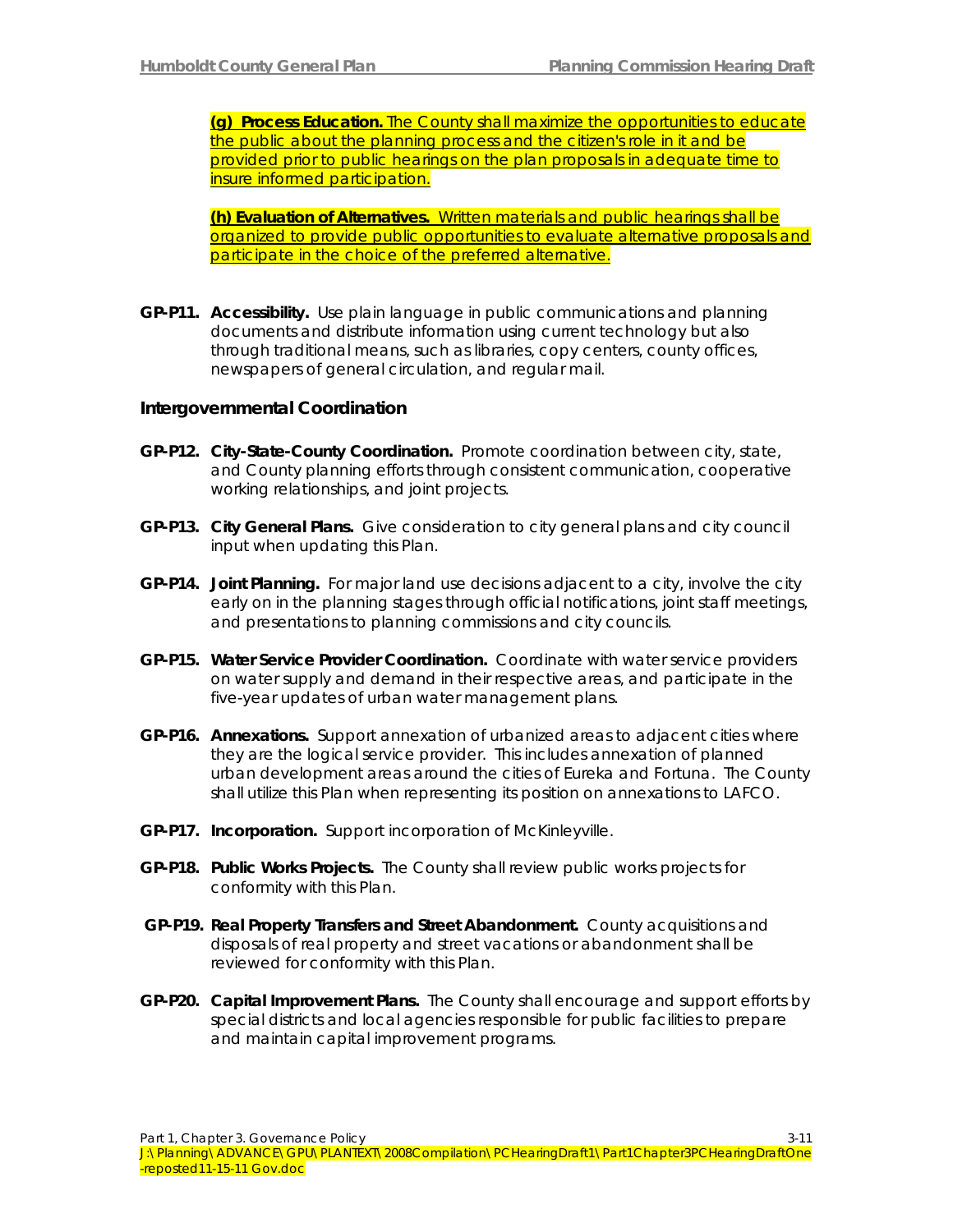**(g) Process Education.** The County shall maximize the opportunities to educate the public about the planning process and the citizen's role in it and be provided prior to public hearings on the plan proposals in adequate time to insure informed participation.

**(h) Evaluation of Alternatives.** Written materials and public hearings shall be organized to provide public opportunities to evaluate alternative proposals and participate in the choice of the preferred alternative.

**GP-P11. Accessibility.** Use plain language in public communications and planning documents and distribute information using current technology but also through traditional means, such as libraries, copy centers, county offices, newspapers of general circulation, and regular mail.

### Intergovernmental Coordination

**GP-P12. City-State-County Coordination.** Promote coordination between city, state, and County planning efforts through consistent communication, cooperative working relationships, and joint projects.

**GP-P13. City General Plans.** Give consideration to city general plans and city council input when updating this Plan.

**GP-P14. Joint Planning.** For major land use decisions adjacent to a city, involve the city early on in the planning stages through official notifications, joint staff meetings, and presentations to planning commissions and city councils.

**GP-P15. Water Service Provider Coordination.** Coordinate with water service providers on water supply and demand in their respective areas, and participate in the five-year updates of urban water management plans.

**GP-P16. Annexations.** Support annexation of urbanized areas to adjacent cities where they are the logical service provider. This includes annexation of planned urban development areas around the cities of Eureka and Fortuna. The County shall utilize this Plan when representing its position on annexations to LAFCO.

**GP-P17. Incorporation.** Support incorporation of McKinleyville.

**GP-P18. Public Works Projects.** The County shall review public works projects for conformity with this Plan.

**GP-P19. Real Property Transfers and Street Abandonment.** County acquisitions and disposals of real property and street vacations or abandonment shall be reviewed for conformity with this Plan.

**GP-P20. Capital Improvement Plans.** The County shall encourage and support efforts by special districts and local agencies responsible for public facilities to prepare and maintain capital improvement programs.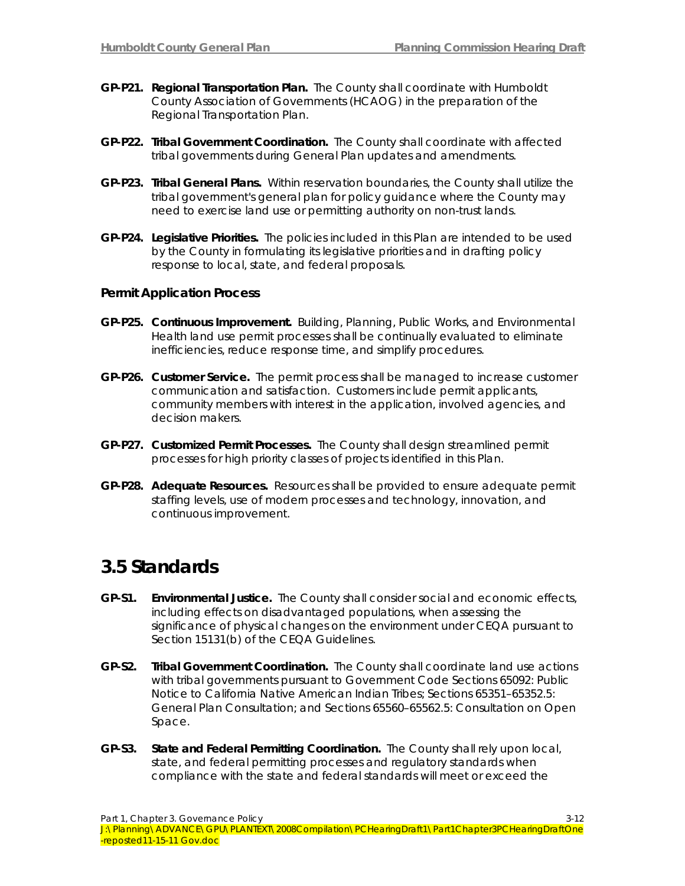**GP-P21. Regional Transportation Plan.** The County shall coordinate with Humboldt County Association of Governments (HCAOG) in the preparation of the Regional Transportation Plan.

**GP-P22. Tribal Government Coordination.** The County shall coordinate with affected tribal governments during General Plan updates and amendments.

**GP-P23. Tribal General Plans.** Within reservation boundaries, the County shall utilize the tribal government's general plan for policy guidance where the County may need to exercise land use or permitting authority on non-trust lands.

**GP-P24. Legislative Priorities.** The policies included in this Plan are intended to be used by the County in formulating its legislative priorities and in drafting policy response to local, state, and federal proposals.

### Permit Application Process

**GP-P25. Continuous Improvement.** Building, Planning, Public Works, and Environmental Health land use permit processes shall be continually evaluated to eliminate inefficiencies, reduce response time, and simplify procedures.

**GP-P26. Customer Service.** The permit process shall be managed to increase customer communication and satisfaction. Customers include permit applicants, community members with interest in the application, involved agencies, and decision makers.

**GP-P27. Customized Permit Processes.** The County shall design streamlined permit processes for high priority classes of projects identified in this Plan.

**GP-P28. Adequate Resources.** Resources shall be provided to ensure adequate permit staffing levels, use of modern processes and technology, innovation, and continuous improvement.

## 3.5 Standards

**GP-S1. Environmental Justice.** The County shall consider social and economic effects, including effects on disadvantaged populations, when assessing the significance of physical changes on the environment under CEQA pursuant to Section 15131(b) of the CEQA Guidelines.

**GP-S2. Tribal Government Coordination.** The County shall coordinate land use actions with tribal governments pursuant to Government Code Sections 65092: Public Notice to California Native American Indian Tribes; Sections 65351–65352.5: General Plan Consultation; and Sections 65560–65562.5: Consultation on Open Space.

**GP-S3. State and Federal Permitting Coordination.** The County shall rely upon local, state, and federal permitting processes and regulatory standards when compliance with the state and federal standards will meet or exceed the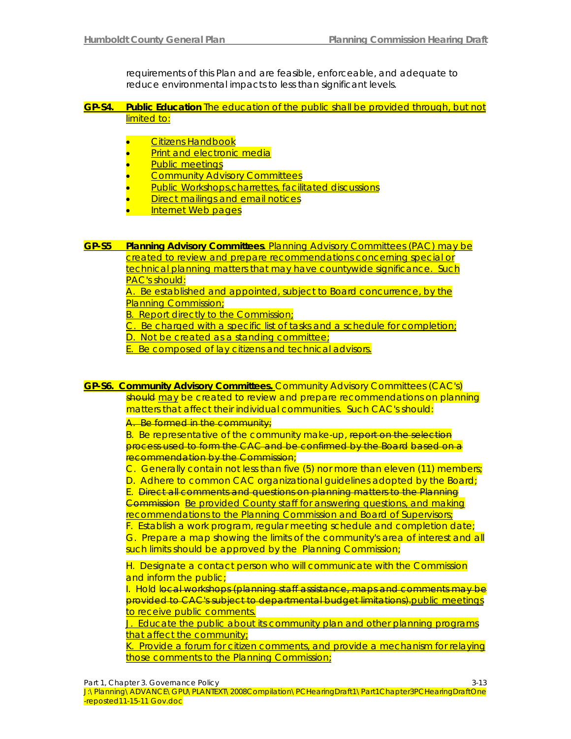requirements of this Plan and are feasible, enforceable, and adequate to reduce environmental impacts to less than significant levels.

**GP-S4. Public Education** The education of the public shall be provided through, but not limited to:

- Citizens Handbook
- Print and electronic media
- Public meetings
- Community Advisory Committees
- Public Workshops,charrettes, facilitated discussions
- Direct mailings and email notices
- Internet Web pages

**GP-S5 Planning Advisory Committees**. Planning Advisory Committees (PAC) may be created to review and prepare recommendations concerning special or technical planning matters that may have countywide significance. Such PAC's should:

A. Be established and appointed, subject to Board concurrence, by the Planning Commission;
B. Report directly to the Commission;
C. Be charged with a specific list of tasks and a schedule for completion;
D. Not be created as a standing committee;
E. Be composed of lay citizens and technical advisors.

**GP-S6. Community Advisory Committees.** Community Advisory Committees (CAC's) ~~should~~ may be created to review and prepare recommendations on planning matters that affect their individual communities. Such CAC's should:

~~A. Be formed in the community;~~
B. Be representative of the community make-up, ~~report on the selection process used to form the CAC and be confirmed by the Board based on a recommendation by the Commission~~;
C. Generally contain not less than five (5) nor more than eleven (11) members;
D. Adhere to common CAC organizational guidelines adopted by the Board;
E. ~~Direct all comments and questions on planning matters to the Planning Commission~~ Be provided County staff for answering questions, and making recommendations to the Planning Commission and Board of Supervisors;
F. Establish a work program, regular meeting schedule and completion date;
G. Prepare a map showing the limits of the community's area of interest and all such limits should be approved by the Planning Commission;

H. Designate a contact person who will communicate with the Commission and inform the public;
I. Hold ~~local workshops (planning staff assistance, maps and comments may be provided to CAC's subject to departmental budget limitations).~~ public meetings to receive public comments.
J. Educate the public about its community plan and other planning programs that affect the community;
K. Provide a forum for citizen comments, and provide a mechanism for relaying those comments to the Planning Commission;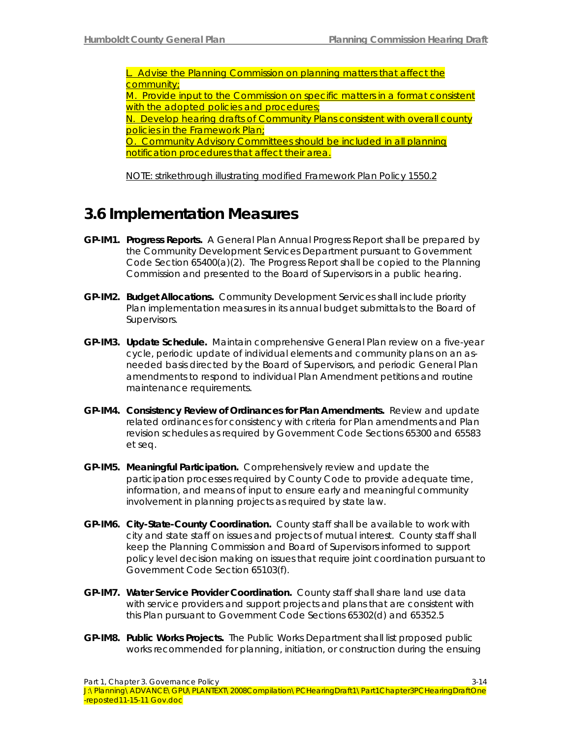L. Advise the Planning Commission on planning matters that affect the community;

M. Provide input to the Commission on specific matters in a format consistent with the adopted policies and procedures;

N. Develop hearing drafts of Community Plans consistent with overall county policies in the Framework Plan;

O. Community Advisory Committees should be included in all planning notification procedures that affect their area.

NOTE: strikethrough illustrating modified Framework Plan Policy 1550.2

## 3.6 Implementation Measures

**GP-IM1. Progress Reports.** A General Plan Annual Progress Report shall be prepared by the Community Development Services Department pursuant to Government Code Section 65400(a)(2). The Progress Report shall be copied to the Planning Commission and presented to the Board of Supervisors in a public hearing.

**GP-IM2. Budget Allocations.** Community Development Services shall include priority Plan implementation measures in its annual budget submittals to the Board of Supervisors.

**GP-IM3. Update Schedule.** Maintain comprehensive General Plan review on a five-year cycle, periodic update of individual elements and community plans on an as-needed basis directed by the Board of Supervisors, and periodic General Plan amendments to respond to individual Plan Amendment petitions and routine maintenance requirements.

**GP-IM4. Consistency Review of Ordinances for Plan Amendments.** Review and update related ordinances for consistency with criteria for Plan amendments and Plan revision schedules as required by Government Code Sections 65300 and 65583 et seq.

**GP-IM5. Meaningful Participation.** Comprehensively review and update the participation processes required by County Code to provide adequate time, information, and means of input to ensure early and meaningful community involvement in planning projects as required by state law.

**GP-IM6. City-State-County Coordination.** County staff shall be available to work with city and state staff on issues and projects of mutual interest. County staff shall keep the Planning Commission and Board of Supervisors informed to support policy level decision making on issues that require joint coordination pursuant to Government Code Section 65103(f).

**GP-IM7. Water Service Provider Coordination.** County staff shall share land use data with service providers and support projects and plans that are consistent with this Plan pursuant to Government Code Sections 65302(d) and 65352.5

**GP-IM8. Public Works Projects.** The Public Works Department shall list proposed public works recommended for planning, initiation, or construction during the ensuing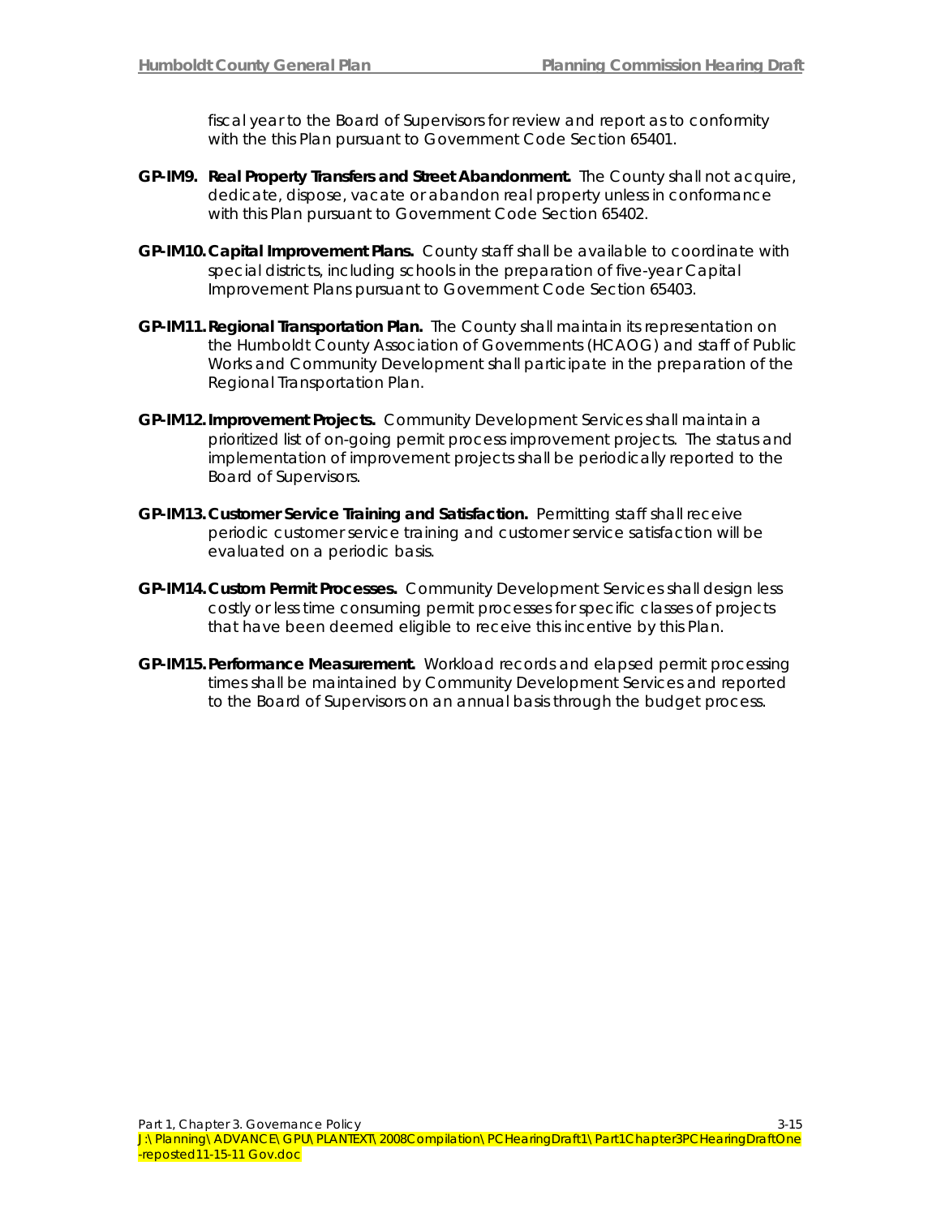fiscal year to the Board of Supervisors for review and report as to conformity with the this Plan pursuant to Government Code Section 65401.

**GP-IM9. Real Property Transfers and Street Abandonment.** The County shall not acquire, dedicate, dispose, vacate or abandon real property unless in conformance with this Plan pursuant to Government Code Section 65402.

**GP-IM10. Capital Improvement Plans.** County staff shall be available to coordinate with special districts, including schools in the preparation of five-year Capital Improvement Plans pursuant to Government Code Section 65403.

**GP-IM11. Regional Transportation Plan.** The County shall maintain its representation on the Humboldt County Association of Governments (HCAOG) and staff of Public Works and Community Development shall participate in the preparation of the Regional Transportation Plan.

**GP-IM12. Improvement Projects.** Community Development Services shall maintain a prioritized list of on-going permit process improvement projects. The status and implementation of improvement projects shall be periodically reported to the Board of Supervisors.

**GP-IM13. Customer Service Training and Satisfaction.** Permitting staff shall receive periodic customer service training and customer service satisfaction will be evaluated on a periodic basis.

**GP-IM14. Custom Permit Processes.** Community Development Services shall design less costly or less time consuming permit processes for specific classes of projects that have been deemed eligible to receive this incentive by this Plan.

**GP-IM15. Performance Measurement.** Workload records and elapsed permit processing times shall be maintained by Community Development Services and reported to the Board of Supervisors on an annual basis through the budget process.